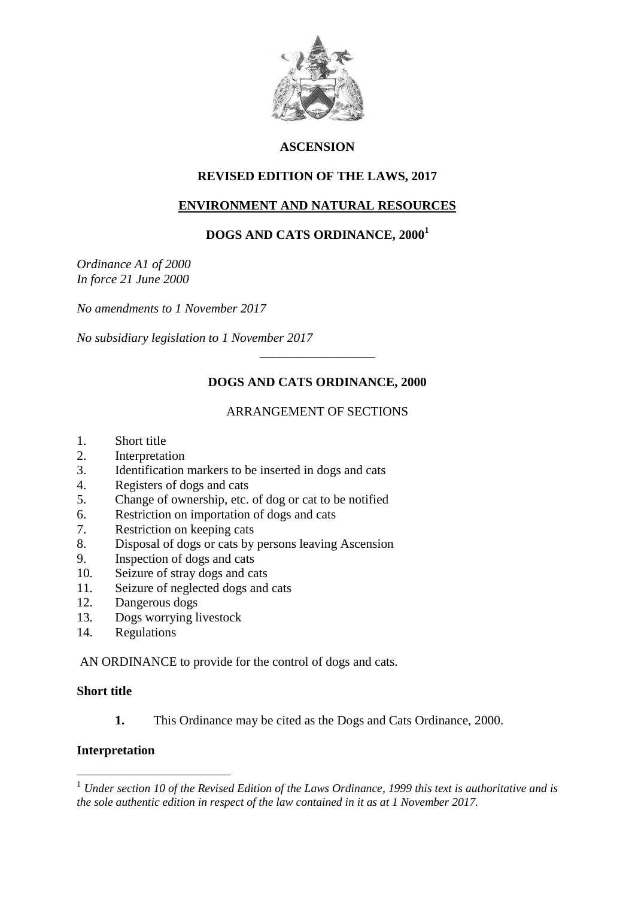**ASCENSION**

**REVISED EDITION OF THE LAWS, 2017**

**ENVIRONMENT AND NATURAL RESOURCES**

# DOGS AND CATS ORDINANCE, 2000[1]

*Ordinance A1 of 2000*
*In force 21 June 2000*

*No amendments to 1 November 2017*

*No subsidiary legislation to 1 November 2017*

---

## DOGS AND CATS ORDINANCE, 2000

ARRANGEMENT OF SECTIONS

1. Short title
2. Interpretation
3. Identification markers to be inserted in dogs and cats
4. Registers of dogs and cats
5. Change of ownership, etc. of dog or cat to be notified
6. Restriction on importation of dogs and cats
7. Restriction on keeping cats
8. Disposal of dogs or cats by persons leaving Ascension
9. Inspection of dogs and cats
10. Seizure of stray dogs and cats
11. Seizure of neglected dogs and cats
12. Dangerous dogs
13. Dogs worrying livestock
14. Regulations

AN ORDINANCE to provide for the control of dogs and cats.

**Short title**

**1.** This Ordinance may be cited as the Dogs and Cats Ordinance, 2000.

**Interpretation**

---

[1] *Under section 10 of the Revised Edition of the Laws Ordinance, 1999 this text is authoritative and is the sole authentic edition in respect of the law contained in it as at 1 November 2017.*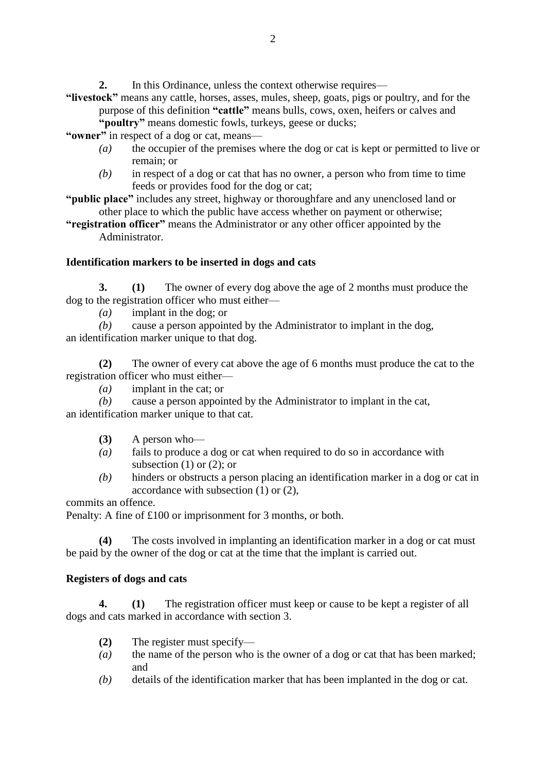**2.** In this Ordinance, unless the context otherwise requires—

**"livestock"** means any cattle, horses, asses, mules, sheep, goats, pigs or poultry, and for the purpose of this definition **"cattle"** means bulls, cows, oxen, heifers or calves and **"poultry"** means domestic fowls, turkeys, geese or ducks;

**"owner"** in respect of a dog or cat, means—

*(a)* the occupier of the premises where the dog or cat is kept or permitted to live or remain; or

*(b)* in respect of a dog or cat that has no owner, a person who from time to time feeds or provides food for the dog or cat;

**"public place"** includes any street, highway or thoroughfare and any unenclosed land or other place to which the public have access whether on payment or otherwise;

**"registration officer"** means the Administrator or any other officer appointed by the Administrator.

### Identification markers to be inserted in dogs and cats

**3.** **(1)** The owner of every dog above the age of 2 months must produce the dog to the registration officer who must either—

*(a)* implant in the dog; or

*(b)* cause a person appointed by the Administrator to implant in the dog,

an identification marker unique to that dog.

**(2)** The owner of every cat above the age of 6 months must produce the cat to the registration officer who must either—

*(a)* implant in the cat; or

*(b)* cause a person appointed by the Administrator to implant in the cat,

an identification marker unique to that cat.

**(3)** A person who—

*(a)* fails to produce a dog or cat when required to do so in accordance with subsection (1) or (2); or

*(b)* hinders or obstructs a person placing an identification marker in a dog or cat in accordance with subsection (1) or (2),

commits an offence.

Penalty: A fine of £100 or imprisonment for 3 months, or both.

**(4)** The costs involved in implanting an identification marker in a dog or cat must be paid by the owner of the dog or cat at the time that the implant is carried out.

### Registers of dogs and cats

**4.** **(1)** The registration officer must keep or cause to be kept a register of all dogs and cats marked in accordance with section 3.

**(2)** The register must specify—

*(a)* the name of the person who is the owner of a dog or cat that has been marked; and

*(b)* details of the identification marker that has been implanted in the dog or cat.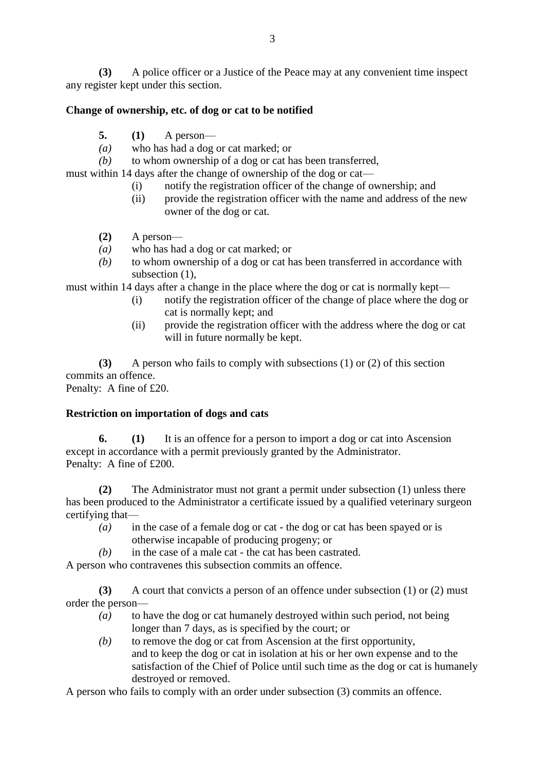**(3)** A police officer or a Justice of the Peace may at any convenient time inspect any register kept under this section.

**Change of ownership, etc. of dog or cat to be notified**

**5. (1)** A person—

*(a)* who has had a dog or cat marked; or

*(b)* to whom ownership of a dog or cat has been transferred,

must within 14 days after the change of ownership of the dog or cat—

(i) notify the registration officer of the change of ownership; and

(ii) provide the registration officer with the name and address of the new owner of the dog or cat.

**(2)** A person—

*(a)* who has had a dog or cat marked; or

*(b)* to whom ownership of a dog or cat has been transferred in accordance with subsection (1),

must within 14 days after a change in the place where the dog or cat is normally kept—

(i) notify the registration officer of the change of place where the dog or cat is normally kept; and

(ii) provide the registration officer with the address where the dog or cat will in future normally be kept.

**(3)** A person who fails to comply with subsections (1) or (2) of this section commits an offence.

Penalty: A fine of £20.

**Restriction on importation of dogs and cats**

**6. (1)** It is an offence for a person to import a dog or cat into Ascension except in accordance with a permit previously granted by the Administrator.

Penalty: A fine of £200.

**(2)** The Administrator must not grant a permit under subsection (1) unless there has been produced to the Administrator a certificate issued by a qualified veterinary surgeon certifying that—

*(a)* in the case of a female dog or cat - the dog or cat has been spayed or is otherwise incapable of producing progeny; or

*(b)* in the case of a male cat - the cat has been castrated.

A person who contravenes this subsection commits an offence.

**(3)** A court that convicts a person of an offence under subsection (1) or (2) must order the person—

*(a)* to have the dog or cat humanely destroyed within such period, not being longer than 7 days, as is specified by the court; or

*(b)* to remove the dog or cat from Ascension at the first opportunity, and to keep the dog or cat in isolation at his or her own expense and to the satisfaction of the Chief of Police until such time as the dog or cat is humanely destroyed or removed.

A person who fails to comply with an order under subsection (3) commits an offence.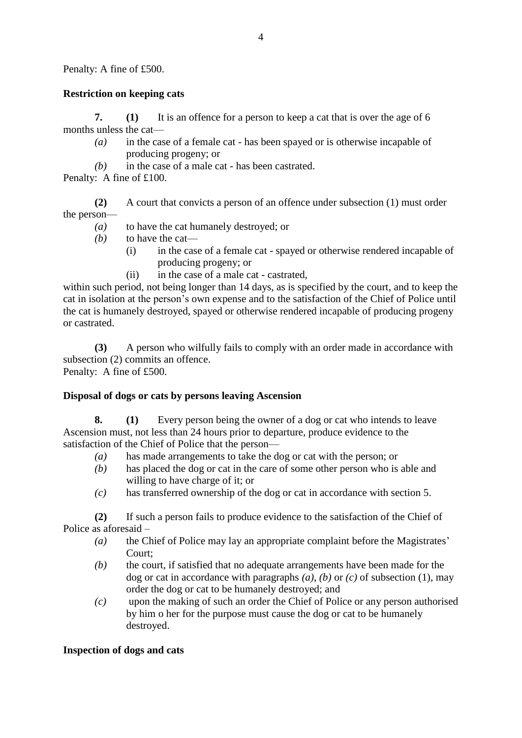Penalty: A fine of £500.

**Restriction on keeping cats**

**7.** **(1)** It is an offence for a person to keep a cat that is over the age of 6 months unless the cat—

*(a)* in the case of a female cat - has been spayed or is otherwise incapable of producing progeny; or

*(b)* in the case of a male cat - has been castrated.

Penalty: A fine of £100.

**(2)** A court that convicts a person of an offence under subsection (1) must order the person—

*(a)* to have the cat humanely destroyed; or

*(b)* to have the cat—

(i) in the case of a female cat - spayed or otherwise rendered incapable of producing progeny; or

(ii) in the case of a male cat - castrated,

within such period, not being longer than 14 days, as is specified by the court, and to keep the cat in isolation at the person's own expense and to the satisfaction of the Chief of Police until the cat is humanely destroyed, spayed or otherwise rendered incapable of producing progeny or castrated.

**(3)** A person who wilfully fails to comply with an order made in accordance with subsection (2) commits an offence.

Penalty: A fine of £500.

**Disposal of dogs or cats by persons leaving Ascension**

**8.** **(1)** Every person being the owner of a dog or cat who intends to leave Ascension must, not less than 24 hours prior to departure, produce evidence to the satisfaction of the Chief of Police that the person—

*(a)* has made arrangements to take the dog or cat with the person; or

*(b)* has placed the dog or cat in the care of some other person who is able and willing to have charge of it; or

*(c)* has transferred ownership of the dog or cat in accordance with section 5.

**(2)** If such a person fails to produce evidence to the satisfaction of the Chief of Police as aforesaid –

*(a)* the Chief of Police may lay an appropriate complaint before the Magistrates' Court;

*(b)* the court, if satisfied that no adequate arrangements have been made for the dog or cat in accordance with paragraphs *(a)*, *(b)* or *(c)* of subsection (1), may order the dog or cat to be humanely destroyed; and

*(c)* upon the making of such an order the Chief of Police or any person authorised by him o her for the purpose must cause the dog or cat to be humanely destroyed.

**Inspection of dogs and cats**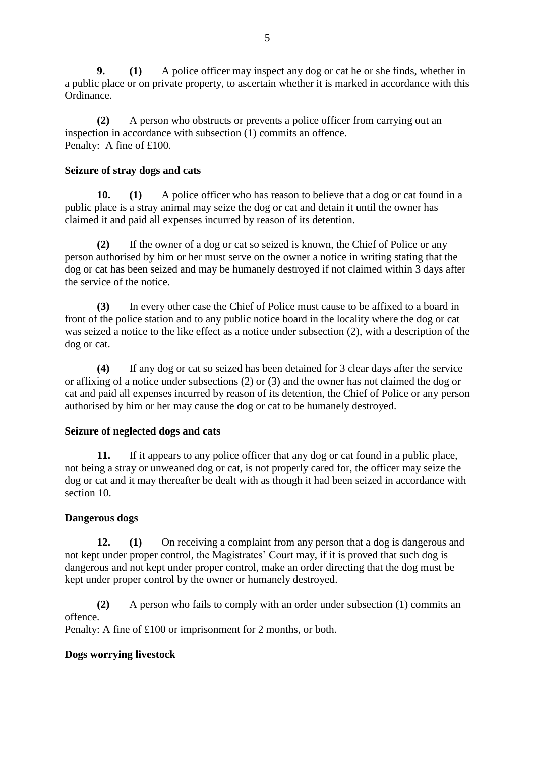**9.** **(1)** A police officer may inspect any dog or cat he or she finds, whether in a public place or on private property, to ascertain whether it is marked in accordance with this Ordinance.

**(2)** A person who obstructs or prevents a police officer from carrying out an inspection in accordance with subsection (1) commits an offence.
Penalty: A fine of £100.

**Seizure of stray dogs and cats**

**10.** **(1)** A police officer who has reason to believe that a dog or cat found in a public place is a stray animal may seize the dog or cat and detain it until the owner has claimed it and paid all expenses incurred by reason of its detention.

**(2)** If the owner of a dog or cat so seized is known, the Chief of Police or any person authorised by him or her must serve on the owner a notice in writing stating that the dog or cat has been seized and may be humanely destroyed if not claimed within 3 days after the service of the notice.

**(3)** In every other case the Chief of Police must cause to be affixed to a board in front of the police station and to any public notice board in the locality where the dog or cat was seized a notice to the like effect as a notice under subsection (2), with a description of the dog or cat.

**(4)** If any dog or cat so seized has been detained for 3 clear days after the service or affixing of a notice under subsections (2) or (3) and the owner has not claimed the dog or cat and paid all expenses incurred by reason of its detention, the Chief of Police or any person authorised by him or her may cause the dog or cat to be humanely destroyed.

**Seizure of neglected dogs and cats**

**11.** If it appears to any police officer that any dog or cat found in a public place, not being a stray or unweaned dog or cat, is not properly cared for, the officer may seize the dog or cat and it may thereafter be dealt with as though it had been seized in accordance with section 10.

**Dangerous dogs**

**12.** **(1)** On receiving a complaint from any person that a dog is dangerous and not kept under proper control, the Magistrates' Court may, if it is proved that such dog is dangerous and not kept under proper control, make an order directing that the dog must be kept under proper control by the owner or humanely destroyed.

**(2)** A person who fails to comply with an order under subsection (1) commits an offence.
Penalty: A fine of £100 or imprisonment for 2 months, or both.

**Dogs worrying livestock**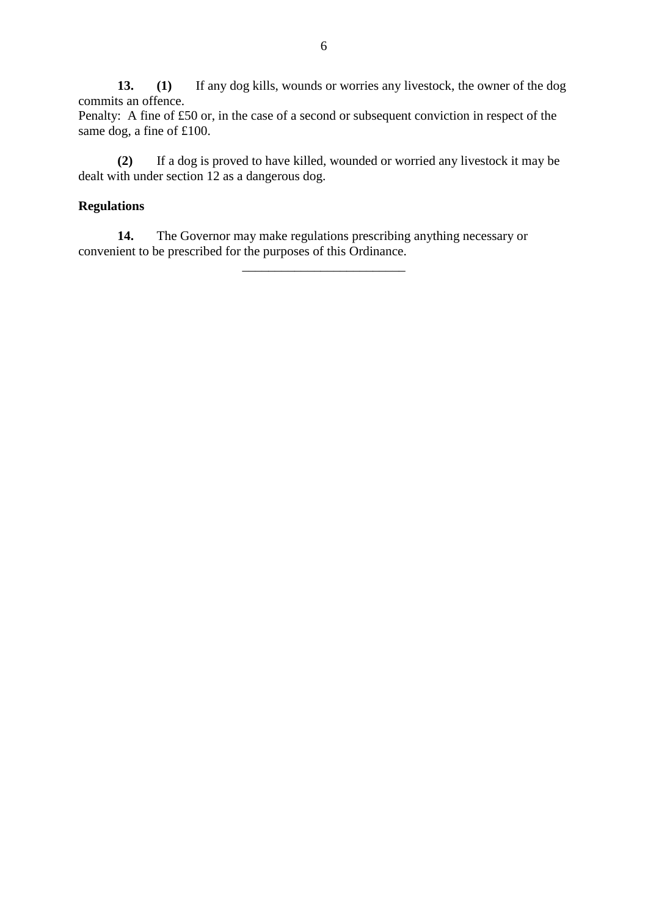**13.** **(1)** If any dog kills, wounds or worries any livestock, the owner of the dog commits an offence.
Penalty: A fine of £50 or, in the case of a second or subsequent conviction in respect of the same dog, a fine of £100.

**(2)** If a dog is proved to have killed, wounded or worried any livestock it may be dealt with under section 12 as a dangerous dog.

**Regulations**

**14.** The Governor may make regulations prescribing anything necessary or convenient to be prescribed for the purposes of this Ordinance.

---